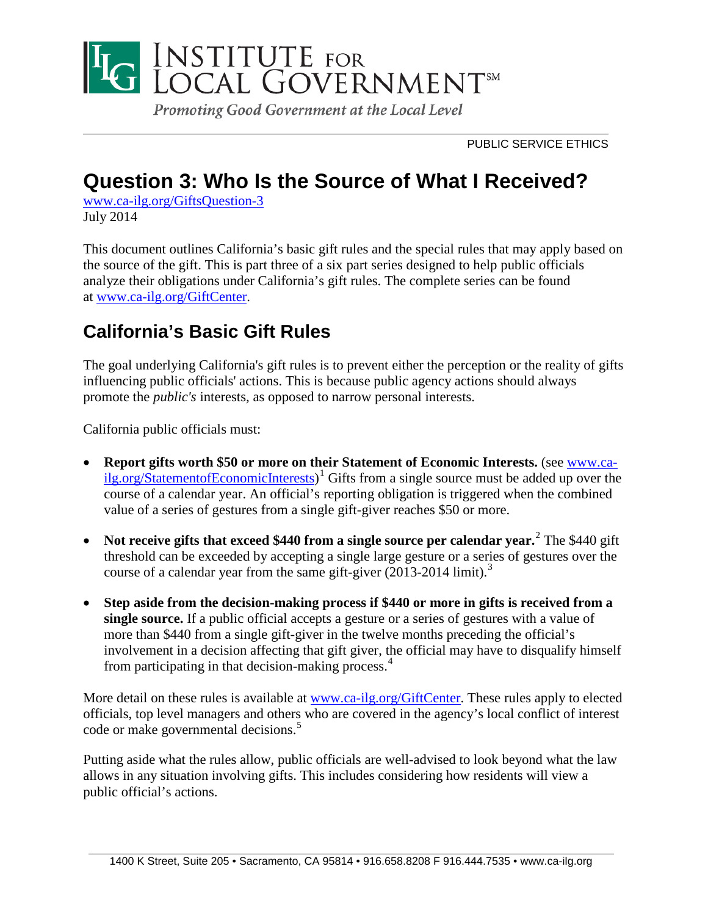# Institute for Local Government

*Promoting Good Government at the Local Level*

PUBLIC SERVICE ETHICS

# Question 3: Who Is the Source of What I Received?

www.ca-ilg.org/GiftsQuestion-3
July 2014

This document outlines California's basic gift rules and the special rules that may apply based on the source of the gift. This is part three of a six part series designed to help public officials analyze their obligations under California's gift rules. The complete series can be found at www.ca-ilg.org/GiftCenter.

## California's Basic Gift Rules

The goal underlying California's gift rules is to prevent either the perception or the reality of gifts influencing public officials' actions. This is because public agency actions should always promote the *public's* interests, as opposed to narrow personal interests.

California public officials must:

- **Report gifts worth $50 or more on their Statement of Economic Interests.** (see www.ca-ilg.org/StatementofEconomicInterests)[1] Gifts from a single source must be added up over the course of a calendar year. An official's reporting obligation is triggered when the combined value of a series of gestures from a single gift-giver reaches $50 or more.

- **Not receive gifts that exceed $440 from a single source per calendar year.**[2] The $440 gift threshold can be exceeded by accepting a single large gesture or a series of gestures over the course of a calendar year from the same gift-giver (2013-2014 limit).[3]

- **Step aside from the decision-making process if $440 or more in gifts is received from a single source.** If a public official accepts a gesture or a series of gestures with a value of more than $440 from a single gift-giver in the twelve months preceding the official's involvement in a decision affecting that gift giver, the official may have to disqualify himself from participating in that decision-making process.[4]

More detail on these rules is available at www.ca-ilg.org/GiftCenter. These rules apply to elected officials, top level managers and others who are covered in the agency's local conflict of interest code or make governmental decisions.[5]

Putting aside what the rules allow, public officials are well-advised to look beyond what the law allows in any situation involving gifts. This includes considering how residents will view a public official's actions.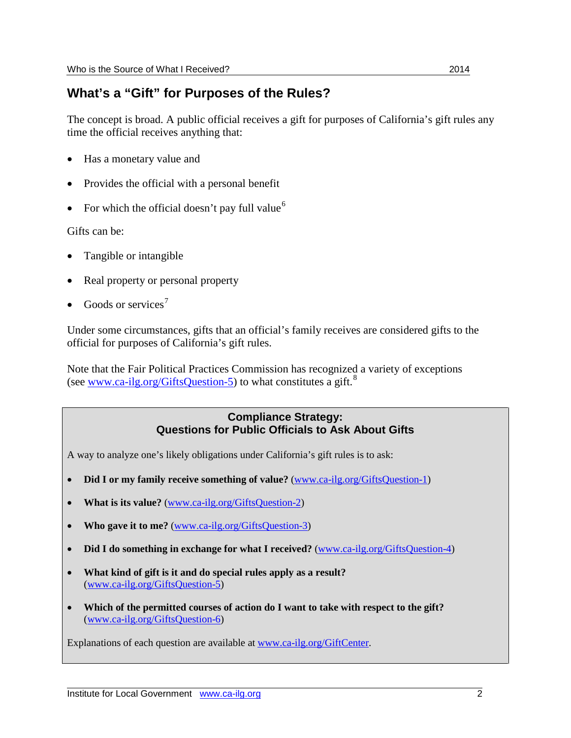## What's a "Gift" for Purposes of the Rules?

The concept is broad. A public official receives a gift for purposes of California's gift rules any time the official receives anything that:

- Has a monetary value and
- Provides the official with a personal benefit
- For which the official doesn't pay full value[6]

Gifts can be:

- Tangible or intangible
- Real property or personal property
- Goods or services[7]

Under some circumstances, gifts that an official's family receives are considered gifts to the official for purposes of California's gift rules.

Note that the Fair Political Practices Commission has recognized a variety of exceptions (see www.ca-ilg.org/GiftsQuestion-5) to what constitutes a gift.[8]

### Compliance Strategy: Questions for Public Officials to Ask About Gifts

A way to analyze one's likely obligations under California's gift rules is to ask:

- **Did I or my family receive something of value?** (www.ca-ilg.org/GiftsQuestion-1)
- **What is its value?** (www.ca-ilg.org/GiftsQuestion-2)
- **Who gave it to me?** (www.ca-ilg.org/GiftsQuestion-3)
- **Did I do something in exchange for what I received?** (www.ca-ilg.org/GiftsQuestion-4)
- **What kind of gift is it and do special rules apply as a result?** (www.ca-ilg.org/GiftsQuestion-5)
- **Which of the permitted courses of action do I want to take with respect to the gift?** (www.ca-ilg.org/GiftsQuestion-6)

Explanations of each question are available at www.ca-ilg.org/GiftCenter.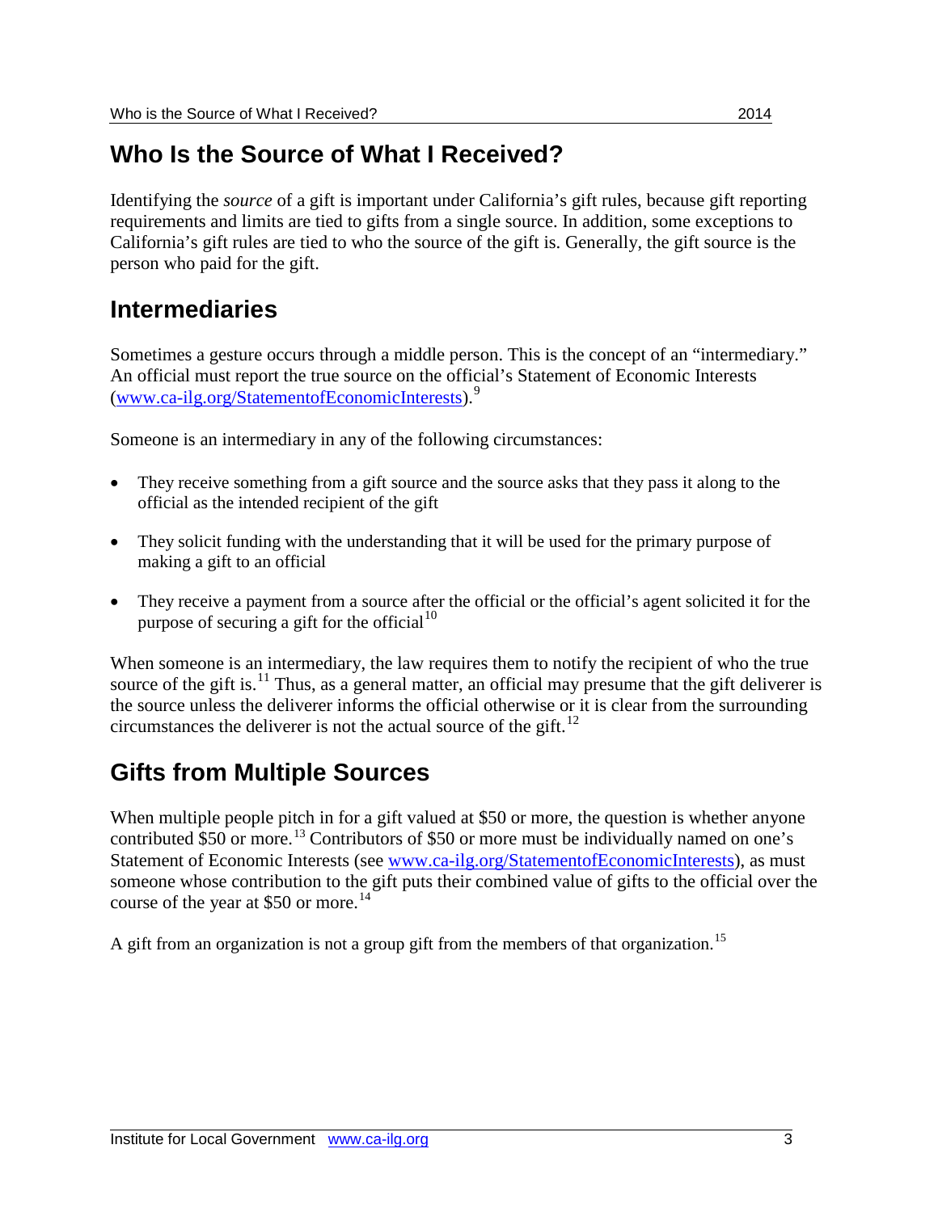## Who Is the Source of What I Received?

Identifying the *source* of a gift is important under California's gift rules, because gift reporting requirements and limits are tied to gifts from a single source. In addition, some exceptions to California's gift rules are tied to who the source of the gift is. Generally, the gift source is the person who paid for the gift.

## Intermediaries

Sometimes a gesture occurs through a middle person. This is the concept of an "intermediary." An official must report the true source on the official's Statement of Economic Interests (www.ca-ilg.org/StatementofEconomicInterests).[9]

Someone is an intermediary in any of the following circumstances:

- They receive something from a gift source and the source asks that they pass it along to the official as the intended recipient of the gift
- They solicit funding with the understanding that it will be used for the primary purpose of making a gift to an official
- They receive a payment from a source after the official or the official's agent solicited it for the purpose of securing a gift for the official[10]

When someone is an intermediary, the law requires them to notify the recipient of who the true source of the gift is.[11] Thus, as a general matter, an official may presume that the gift deliverer is the source unless the deliverer informs the official otherwise or it is clear from the surrounding circumstances the deliverer is not the actual source of the gift.[12]

## Gifts from Multiple Sources

When multiple people pitch in for a gift valued at $50 or more, the question is whether anyone contributed $50 or more.[13] Contributors of $50 or more must be individually named on one's Statement of Economic Interests (see www.ca-ilg.org/StatementofEconomicInterests), as must someone whose contribution to the gift puts their combined value of gifts to the official over the course of the year at $50 or more.[14]

A gift from an organization is not a group gift from the members of that organization.[15]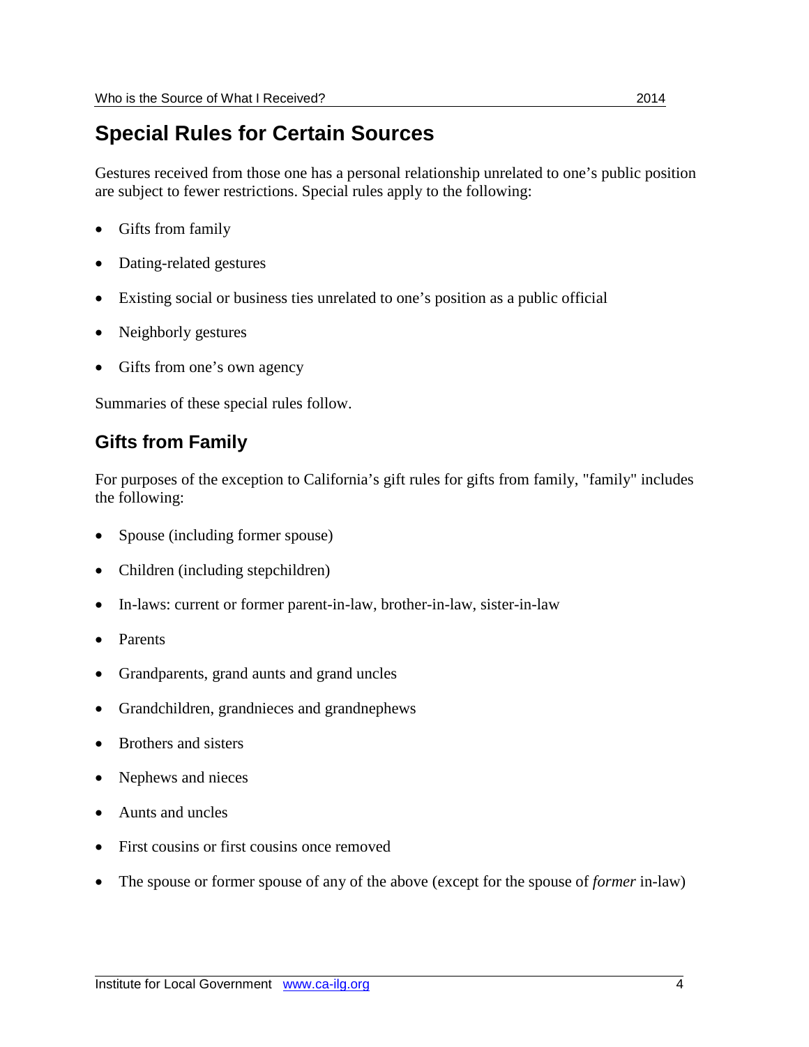## Special Rules for Certain Sources

Gestures received from those one has a personal relationship unrelated to one's public position are subject to fewer restrictions. Special rules apply to the following:

- Gifts from family
- Dating-related gestures
- Existing social or business ties unrelated to one's position as a public official
- Neighborly gestures
- Gifts from one's own agency

Summaries of these special rules follow.

### Gifts from Family

For purposes of the exception to California's gift rules for gifts from family, "family" includes the following:

- Spouse (including former spouse)
- Children (including stepchildren)
- In-laws: current or former parent-in-law, brother-in-law, sister-in-law
- Parents
- Grandparents, grand aunts and grand uncles
- Grandchildren, grandnieces and grandnephews
- Brothers and sisters
- Nephews and nieces
- Aunts and uncles
- First cousins or first cousins once removed
- The spouse or former spouse of any of the above (except for the spouse of *former* in-law)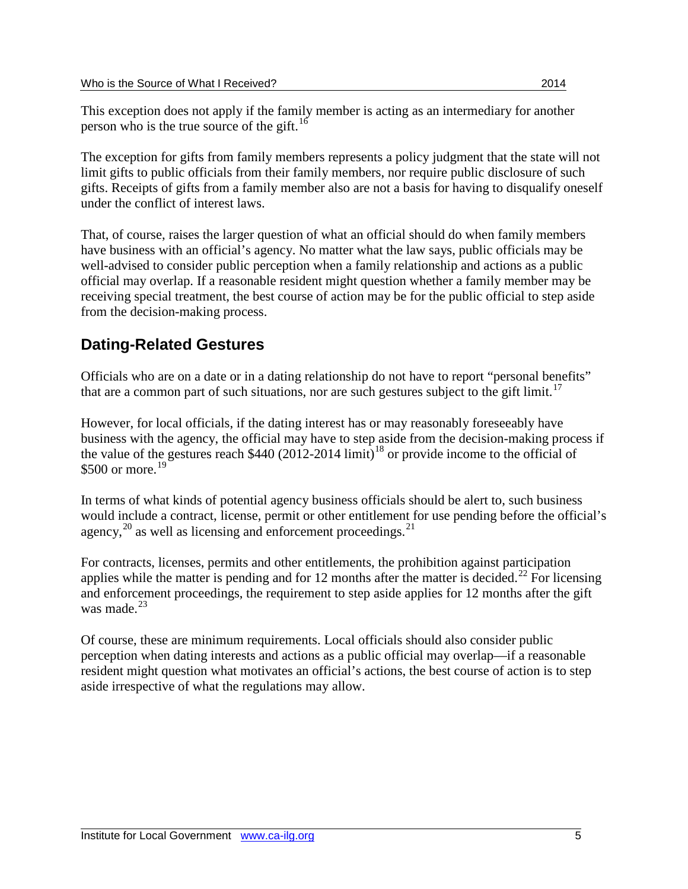This exception does not apply if the family member is acting as an intermediary for another person who is the true source of the gift.[16]

The exception for gifts from family members represents a policy judgment that the state will not limit gifts to public officials from their family members, nor require public disclosure of such gifts. Receipts of gifts from a family member also are not a basis for having to disqualify oneself under the conflict of interest laws.

That, of course, raises the larger question of what an official should do when family members have business with an official's agency. No matter what the law says, public officials may be well-advised to consider public perception when a family relationship and actions as a public official may overlap. If a reasonable resident might question whether a family member may be receiving special treatment, the best course of action may be for the public official to step aside from the decision-making process.

## Dating-Related Gestures

Officials who are on a date or in a dating relationship do not have to report "personal benefits" that are a common part of such situations, nor are such gestures subject to the gift limit.[17]

However, for local officials, if the dating interest has or may reasonably foreseeably have business with the agency, the official may have to step aside from the decision-making process if the value of the gestures reach $440 (2012-2014 limit)[18] or provide income to the official of $500 or more.[19]

In terms of what kinds of potential agency business officials should be alert to, such business would include a contract, license, permit or other entitlement for use pending before the official's agency,[20] as well as licensing and enforcement proceedings.[21]

For contracts, licenses, permits and other entitlements, the prohibition against participation applies while the matter is pending and for 12 months after the matter is decided.[22] For licensing and enforcement proceedings, the requirement to step aside applies for 12 months after the gift was made.[23]

Of course, these are minimum requirements. Local officials should also consider public perception when dating interests and actions as a public official may overlap—if a reasonable resident might question what motivates an official's actions, the best course of action is to step aside irrespective of what the regulations may allow.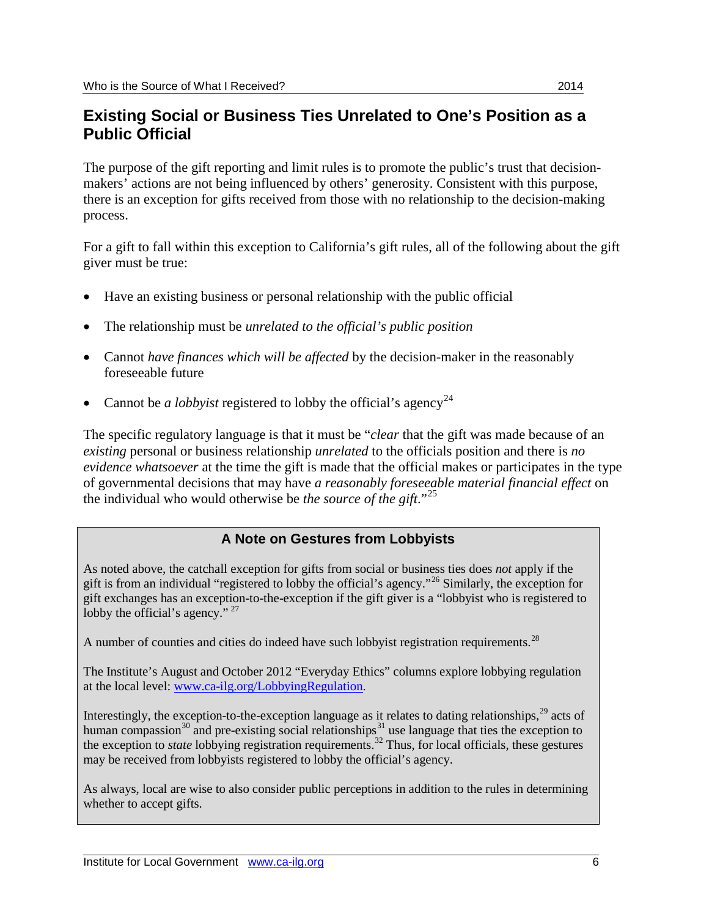## Existing Social or Business Ties Unrelated to One's Position as a Public Official

The purpose of the gift reporting and limit rules is to promote the public's trust that decision-makers' actions are not being influenced by others' generosity. Consistent with this purpose, there is an exception for gifts received from those with no relationship to the decision-making process.

For a gift to fall within this exception to California's gift rules, all of the following about the gift giver must be true:

- Have an existing business or personal relationship with the public official
- The relationship must be *unrelated to the official's public position*
- Cannot *have finances which will be affected* by the decision-maker in the reasonably foreseeable future
- Cannot be *a lobbyist* registered to lobby the official's agency[24]

The specific regulatory language is that it must be "*clear* that the gift was made because of an *existing* personal or business relationship *unrelated* to the officials position and there is *no evidence whatsoever* at the time the gift is made that the official makes or participates in the type of governmental decisions that may have *a reasonably foreseeable material financial effect* on the individual who would otherwise be *the source of the gift*."[25]

### A Note on Gestures from Lobbyists

As noted above, the catchall exception for gifts from social or business ties does *not* apply if the gift is from an individual "registered to lobby the official's agency."[26] Similarly, the exception for gift exchanges has an exception-to-the-exception if the gift giver is a "lobbyist who is registered to lobby the official's agency." [27]

A number of counties and cities do indeed have such lobbyist registration requirements.[28]

The Institute's August and October 2012 "Everyday Ethics" columns explore lobbying regulation at the local level: [www.ca-ilg.org/LobbyingRegulation](www.ca-ilg.org/LobbyingRegulation).

Interestingly, the exception-to-the-exception language as it relates to dating relationships,[29] acts of human compassion[30] and pre-existing social relationships[31] use language that ties the exception to the exception to *state* lobbying registration requirements.[32] Thus, for local officials, these gestures may be received from lobbyists registered to lobby the official's agency.

As always, local are wise to also consider public perceptions in addition to the rules in determining whether to accept gifts.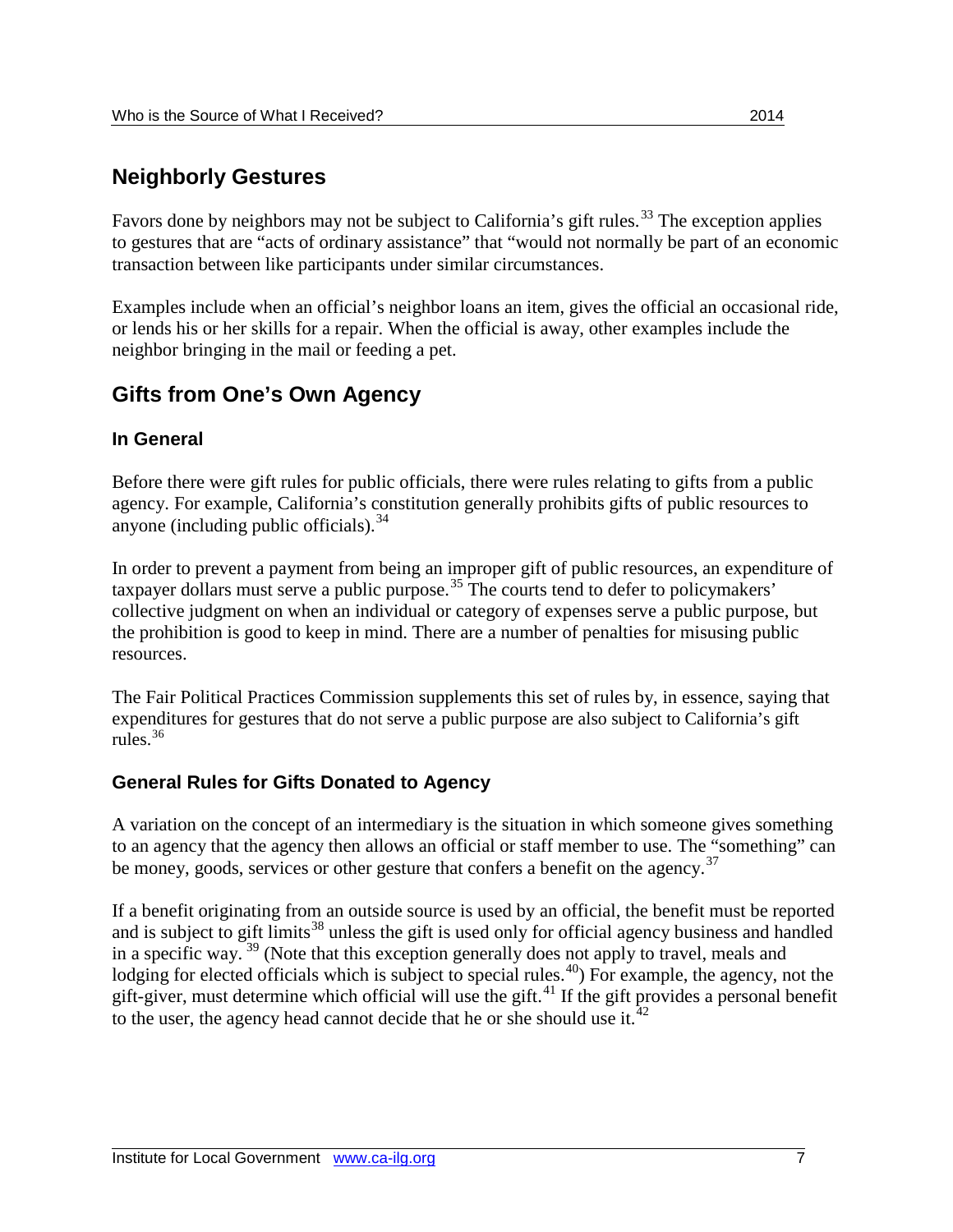## Neighborly Gestures

Favors done by neighbors may not be subject to California's gift rules.[33] The exception applies to gestures that are "acts of ordinary assistance" that "would not normally be part of an economic transaction between like participants under similar circumstances.

Examples include when an official's neighbor loans an item, gives the official an occasional ride, or lends his or her skills for a repair. When the official is away, other examples include the neighbor bringing in the mail or feeding a pet.

## Gifts from One's Own Agency

### In General

Before there were gift rules for public officials, there were rules relating to gifts from a public agency. For example, California's constitution generally prohibits gifts of public resources to anyone (including public officials).[34]

In order to prevent a payment from being an improper gift of public resources, an expenditure of taxpayer dollars must serve a public purpose.[35] The courts tend to defer to policymakers' collective judgment on when an individual or category of expenses serve a public purpose, but the prohibition is good to keep in mind. There are a number of penalties for misusing public resources.

The Fair Political Practices Commission supplements this set of rules by, in essence, saying that expenditures for gestures that do not serve a public purpose are also subject to California's gift rules.[36]

### General Rules for Gifts Donated to Agency

A variation on the concept of an intermediary is the situation in which someone gives something to an agency that the agency then allows an official or staff member to use. The "something" can be money, goods, services or other gesture that confers a benefit on the agency.[37]

If a benefit originating from an outside source is used by an official, the benefit must be reported and is subject to gift limits[38] unless the gift is used only for official agency business and handled in a specific way.[39] (Note that this exception generally does not apply to travel, meals and lodging for elected officials which is subject to special rules.[40]) For example, the agency, not the gift-giver, must determine which official will use the gift.[41] If the gift provides a personal benefit to the user, the agency head cannot decide that he or she should use it.[42]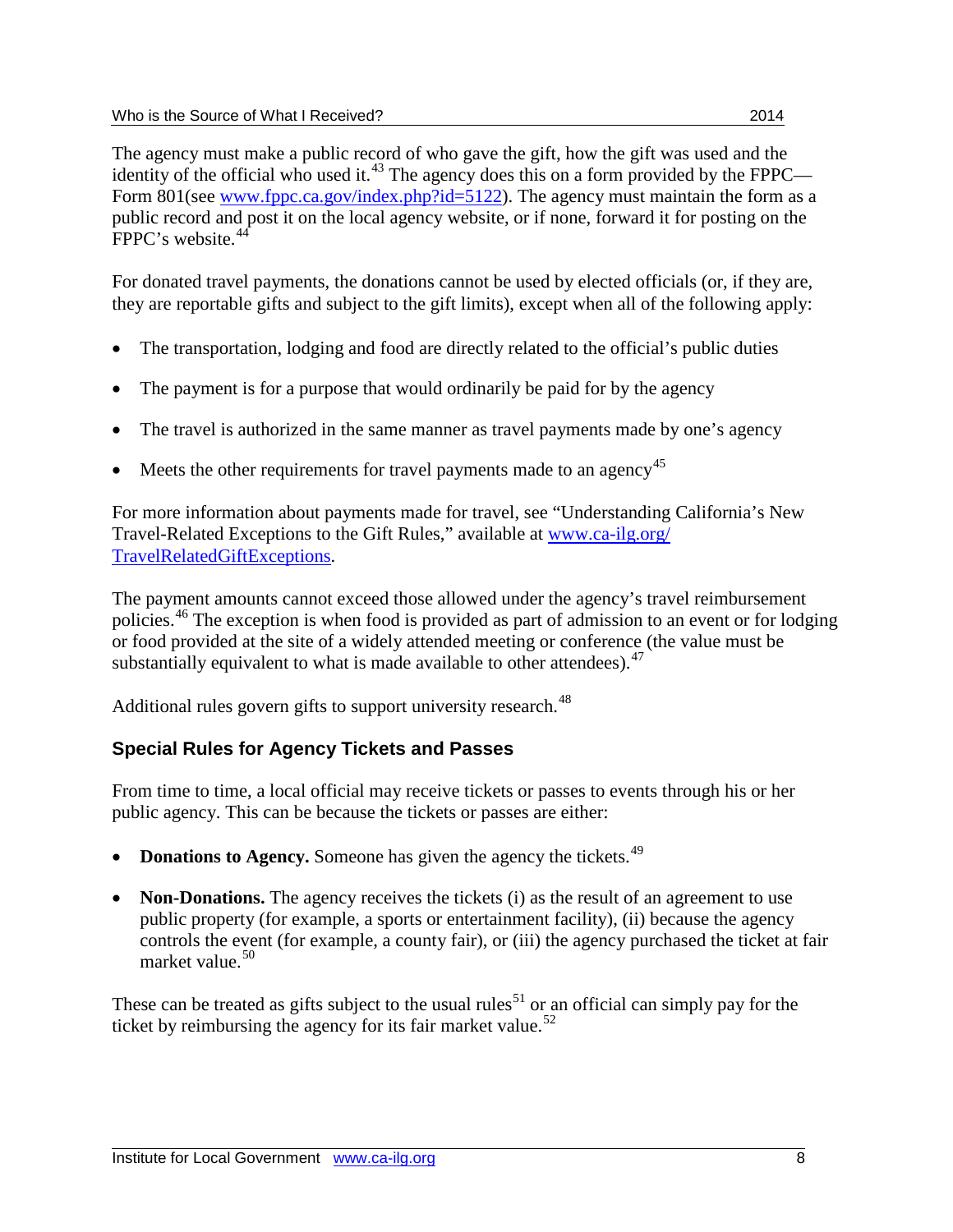The agency must make a public record of who gave the gift, how the gift was used and the identity of the official who used it.[43] The agency does this on a form provided by the FPPC—Form 801(see www.fppc.ca.gov/index.php?id=5122). The agency must maintain the form as a public record and post it on the local agency website, or if none, forward it for posting on the FPPC's website.[44]

For donated travel payments, the donations cannot be used by elected officials (or, if they are, they are reportable gifts and subject to the gift limits), except when all of the following apply:

- The transportation, lodging and food are directly related to the official's public duties
- The payment is for a purpose that would ordinarily be paid for by the agency
- The travel is authorized in the same manner as travel payments made by one's agency
- Meets the other requirements for travel payments made to an agency[45]

For more information about payments made for travel, see "Understanding California's New Travel-Related Exceptions to the Gift Rules," available at www.ca-ilg.org/TravelRelatedGiftExceptions.

The payment amounts cannot exceed those allowed under the agency's travel reimbursement policies.[46] The exception is when food is provided as part of admission to an event or for lodging or food provided at the site of a widely attended meeting or conference (the value must be substantially equivalent to what is made available to other attendees).[47]

Additional rules govern gifts to support university research.[48]

### Special Rules for Agency Tickets and Passes

From time to time, a local official may receive tickets or passes to events through his or her public agency. This can be because the tickets or passes are either:

- **Donations to Agency.** Someone has given the agency the tickets.[49]
- **Non-Donations.** The agency receives the tickets (i) as the result of an agreement to use public property (for example, a sports or entertainment facility), (ii) because the agency controls the event (for example, a county fair), or (iii) the agency purchased the ticket at fair market value.[50]

These can be treated as gifts subject to the usual rules[51] or an official can simply pay for the ticket by reimbursing the agency for its fair market value.[52]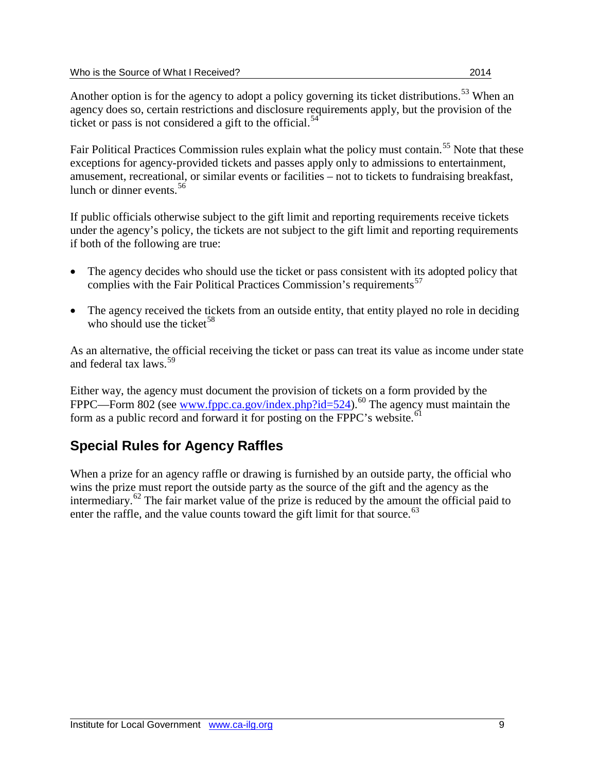Another option is for the agency to adopt a policy governing its ticket distributions.[53] When an agency does so, certain restrictions and disclosure requirements apply, but the provision of the ticket or pass is not considered a gift to the official.[54]

Fair Political Practices Commission rules explain what the policy must contain.[55] Note that these exceptions for agency-provided tickets and passes apply only to admissions to entertainment, amusement, recreational, or similar events or facilities – not to tickets to fundraising breakfast, lunch or dinner events.[56]

If public officials otherwise subject to the gift limit and reporting requirements receive tickets under the agency's policy, the tickets are not subject to the gift limit and reporting requirements if both of the following are true:

- The agency decides who should use the ticket or pass consistent with its adopted policy that complies with the Fair Political Practices Commission's requirements[57]
- The agency received the tickets from an outside entity, that entity played no role in deciding who should use the ticket[58]

As an alternative, the official receiving the ticket or pass can treat its value as income under state and federal tax laws.[59]

Either way, the agency must document the provision of tickets on a form provided by the FPPC—Form 802 (see www.fppc.ca.gov/index.php?id=524).[60] The agency must maintain the form as a public record and forward it for posting on the FPPC's website.[61]

## Special Rules for Agency Raffles

When a prize for an agency raffle or drawing is furnished by an outside party, the official who wins the prize must report the outside party as the source of the gift and the agency as the intermediary.[62] The fair market value of the prize is reduced by the amount the official paid to enter the raffle, and the value counts toward the gift limit for that source.[63]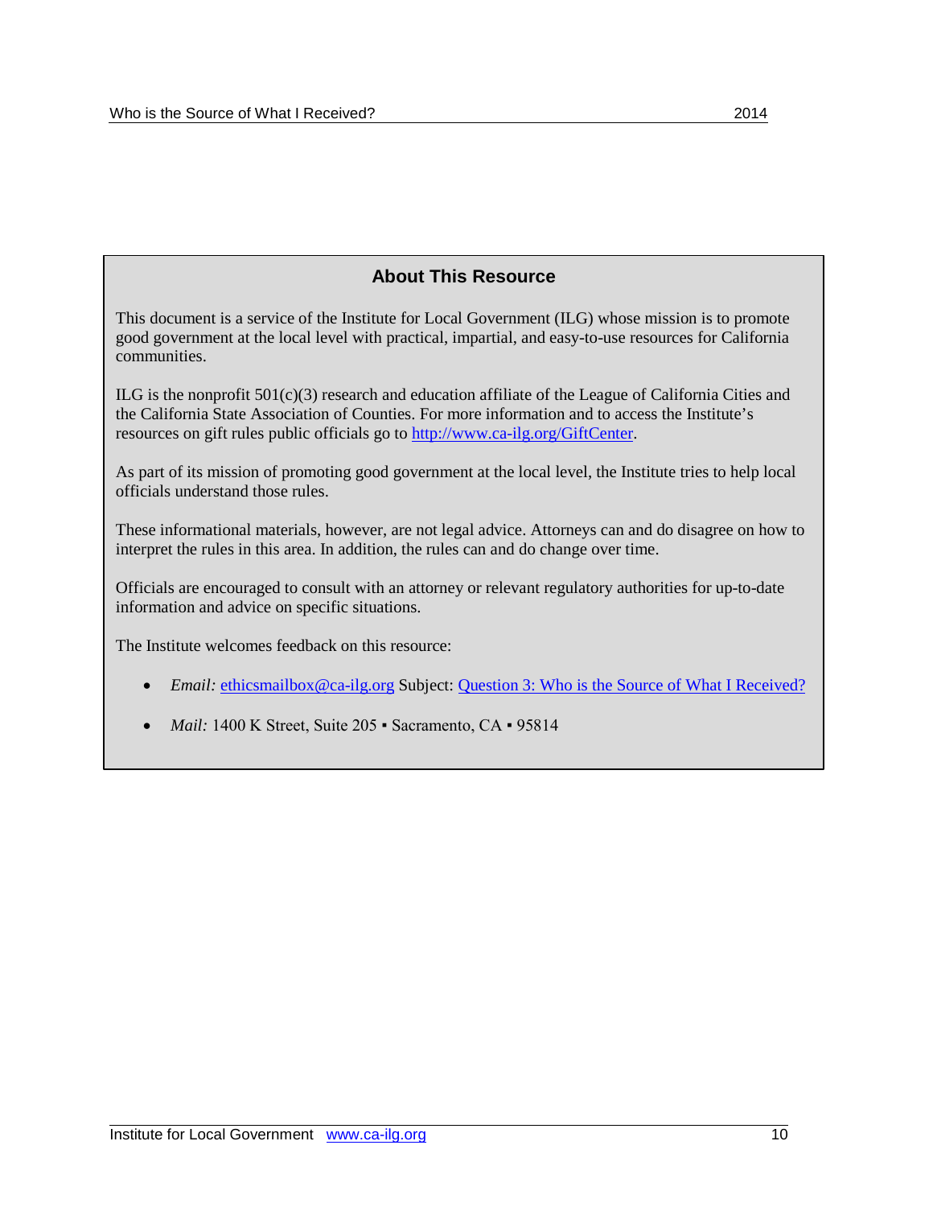## About This Resource

This document is a service of the Institute for Local Government (ILG) whose mission is to promote good government at the local level with practical, impartial, and easy-to-use resources for California communities.

ILG is the nonprofit 501(c)(3) research and education affiliate of the League of California Cities and the California State Association of Counties. For more information and to access the Institute's resources on gift rules public officials go to [http://www.ca-ilg.org/GiftCenter](http://www.ca-ilg.org/GiftCenter).

As part of its mission of promoting good government at the local level, the Institute tries to help local officials understand those rules.

These informational materials, however, are not legal advice. Attorneys can and do disagree on how to interpret the rules in this area. In addition, the rules can and do change over time.

Officials are encouraged to consult with an attorney or relevant regulatory authorities for up-to-date information and advice on specific situations.

The Institute welcomes feedback on this resource:

- *Email:* ethicsmailbox@ca-ilg.org Subject: Question 3: Who is the Source of What I Received?
- *Mail:* 1400 K Street, Suite 205 ▪ Sacramento, CA ▪ 95814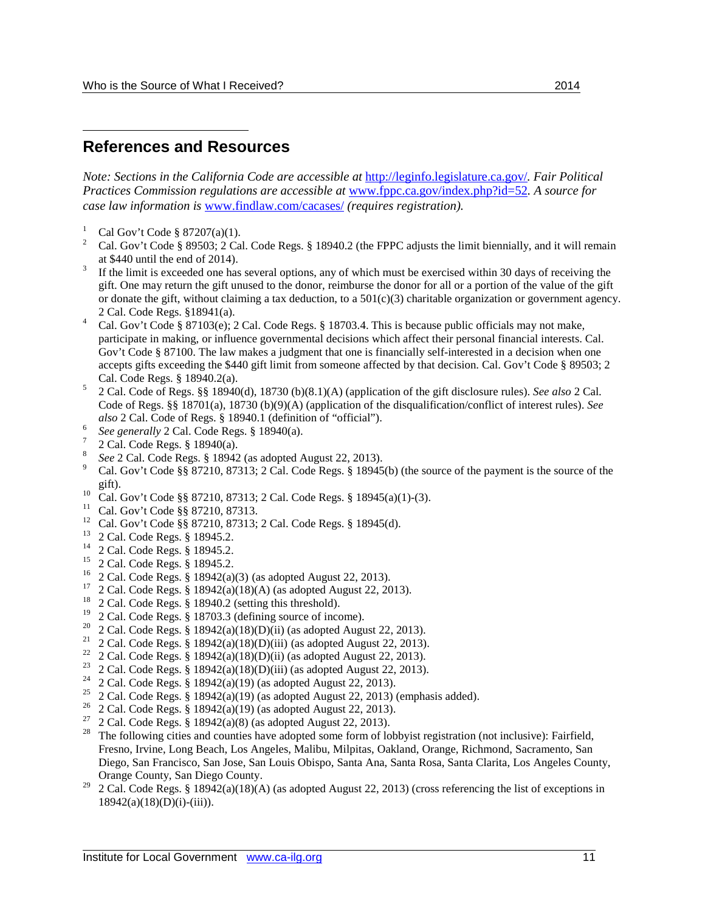## References and Resources

*Note: Sections in the California Code are accessible at* [http://leginfo.legislature.ca.gov/](http://leginfo.legislature.ca.gov/)*. Fair Political Practices Commission regulations are accessible at* [www.fppc.ca.gov/index.php?id=52](www.fppc.ca.gov/index.php?id=52)*. A source for case law information is* [www.findlaw.com/cacases/](www.findlaw.com/cacases/) *(requires registration).*

[1] Cal Gov't Code § 87207(a)(1).

[2] Cal. Gov't Code § 89503; 2 Cal. Code Regs. § 18940.2 (the FPPC adjusts the limit biennially, and it will remain at $440 until the end of 2014).

[3] If the limit is exceeded one has several options, any of which must be exercised within 30 days of receiving the gift. One may return the gift unused to the donor, reimburse the donor for all or a portion of the value of the gift or donate the gift, without claiming a tax deduction, to a 501(c)(3) charitable organization or government agency. 2 Cal. Code Regs. §18941(a).

[4] Cal. Gov't Code § 87103(e); 2 Cal. Code Regs. § 18703.4. This is because public officials may not make, participate in making, or influence governmental decisions which affect their personal financial interests. Cal. Gov't Code § 87100. The law makes a judgment that one is financially self-interested in a decision when one accepts gifts exceeding the $440 gift limit from someone affected by that decision. Cal. Gov't Code § 89503; 2 Cal. Code Regs. § 18940.2(a).

[5] 2 Cal. Code of Regs. §§ 18940(d), 18730 (b)(8.1)(A) (application of the gift disclosure rules). *See also* 2 Cal. Code of Regs. §§ 18701(a), 18730 (b)(9)(A) (application of the disqualification/conflict of interest rules). *See also* 2 Cal. Code of Regs. § 18940.1 (definition of "official").

[6] *See generally* 2 Cal. Code Regs. § 18940(a).

[7] 2 Cal. Code Regs. § 18940(a).

[8] *See* 2 Cal. Code Regs. § 18942 (as adopted August 22, 2013).

[9] Cal. Gov't Code §§ 87210, 87313; 2 Cal. Code Regs. § 18945(b) (the source of the payment is the source of the gift).

[10] Cal. Gov't Code §§ 87210, 87313; 2 Cal. Code Regs. § 18945(a)(1)-(3).

[11] Cal. Gov't Code §§ 87210, 87313.

[12] Cal. Gov't Code §§ 87210, 87313; 2 Cal. Code Regs. § 18945(d).

[13] 2 Cal. Code Regs. § 18945.2.

[14] 2 Cal. Code Regs. § 18945.2.

[15] 2 Cal. Code Regs. § 18945.2.

[16] 2 Cal. Code Regs. § 18942(a)(3) (as adopted August 22, 2013).

[17] 2 Cal. Code Regs. § 18942(a)(18)(A) (as adopted August 22, 2013).

[18] 2 Cal. Code Regs. § 18940.2 (setting this threshold).

[19] 2 Cal. Code Regs. § 18703.3 (defining source of income).

[20] 2 Cal. Code Regs. § 18942(a)(18)(D)(ii) (as adopted August 22, 2013).

[21] 2 Cal. Code Regs. § 18942(a)(18)(D)(iii) (as adopted August 22, 2013).

[22] 2 Cal. Code Regs. § 18942(a)(18)(D)(ii) (as adopted August 22, 2013).

[23] 2 Cal. Code Regs. § 18942(a)(18)(D)(iii) (as adopted August 22, 2013).

[24] 2 Cal. Code Regs. § 18942(a)(19) (as adopted August 22, 2013).

[25] 2 Cal. Code Regs. § 18942(a)(19) (as adopted August 22, 2013) (emphasis added).

[26] 2 Cal. Code Regs. § 18942(a)(19) (as adopted August 22, 2013).

[27] 2 Cal. Code Regs. § 18942(a)(8) (as adopted August 22, 2013).

[28] The following cities and counties have adopted some form of lobbyist registration (not inclusive): Fairfield, Fresno, Irvine, Long Beach, Los Angeles, Malibu, Milpitas, Oakland, Orange, Richmond, Sacramento, San Diego, San Francisco, San Jose, San Louis Obispo, Santa Ana, Santa Rosa, Santa Clarita, Los Angeles County, Orange County, San Diego County.

[29] 2 Cal. Code Regs. § 18942(a)(18)(A) (as adopted August 22, 2013) (cross referencing the list of exceptions in 18942(a)(18)(D)(i)-(iii)).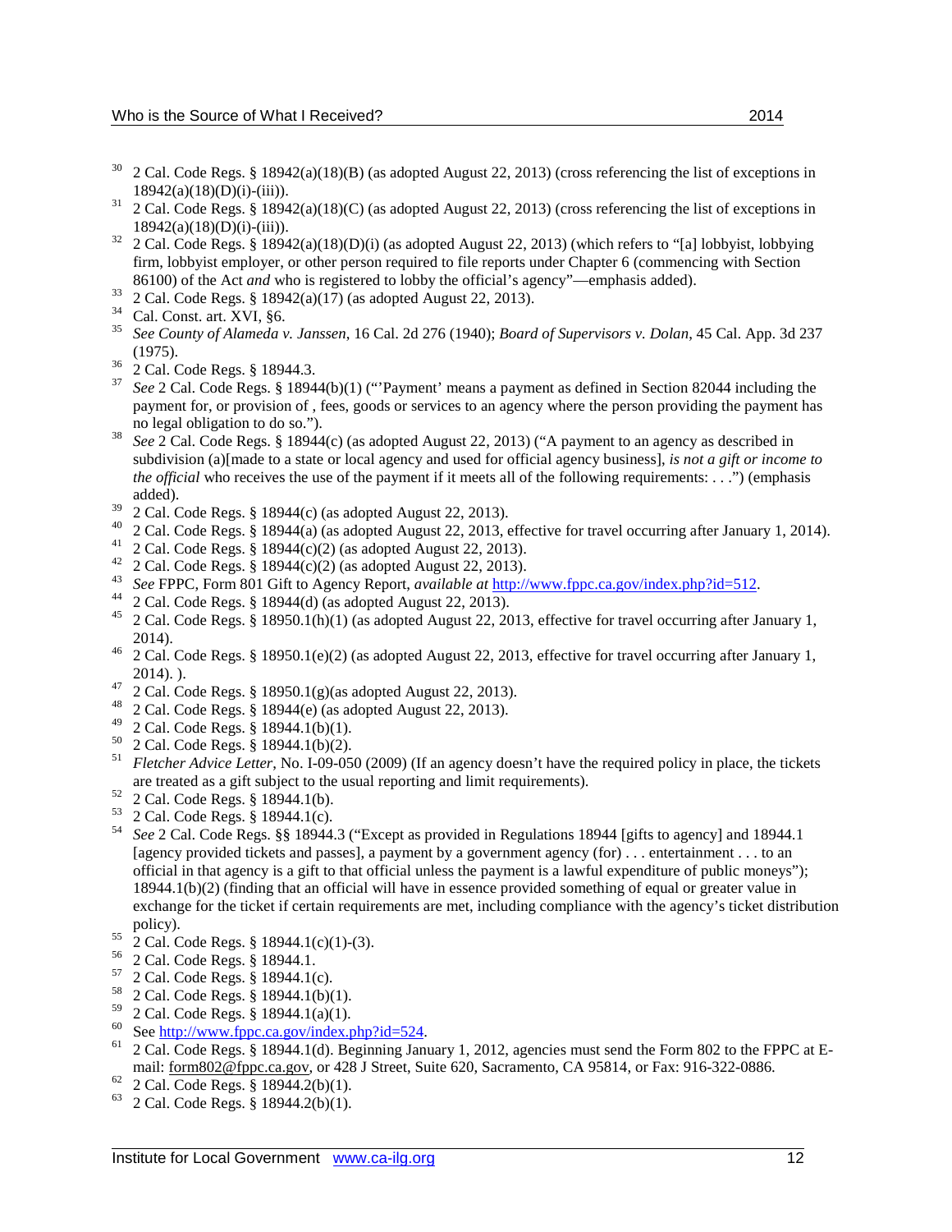[30] 2 Cal. Code Regs. § 18942(a)(18)(B) (as adopted August 22, 2013) (cross referencing the list of exceptions in 18942(a)(18)(D)(i)-(iii)).

[31] 2 Cal. Code Regs. § 18942(a)(18)(C) (as adopted August 22, 2013) (cross referencing the list of exceptions in 18942(a)(18)(D)(i)-(iii)).

[32] 2 Cal. Code Regs. § 18942(a)(18)(D)(i) (as adopted August 22, 2013) (which refers to "[a] lobbyist, lobbying firm, lobbyist employer, or other person required to file reports under Chapter 6 (commencing with Section 86100) of the Act *and* who is registered to lobby the official's agency"—emphasis added).

[33] 2 Cal. Code Regs. § 18942(a)(17) (as adopted August 22, 2013).

[34] Cal. Const. art. XVI, §6.

[35] *See County of Alameda v. Janssen*, 16 Cal. 2d 276 (1940); *Board of Supervisors v. Dolan*, 45 Cal. App. 3d 237 (1975).

[36] 2 Cal. Code Regs. § 18944.3.

[37] *See* 2 Cal. Code Regs. § 18944(b)(1) ("'Payment' means a payment as defined in Section 82044 including the payment for, or provision of , fees, goods or services to an agency where the person providing the payment has no legal obligation to do so.").

[38] *See* 2 Cal. Code Regs. § 18944(c) (as adopted August 22, 2013) ("A payment to an agency as described in subdivision (a)[made to a state or local agency and used for official agency business], *is not a gift or income to the official* who receives the use of the payment if it meets all of the following requirements: . . .") (emphasis added).

[39] 2 Cal. Code Regs. § 18944(c) (as adopted August 22, 2013).

[40] 2 Cal. Code Regs. § 18944(a) (as adopted August 22, 2013, effective for travel occurring after January 1, 2014).

[41] 2 Cal. Code Regs. § 18944(c)(2) (as adopted August 22, 2013).

[42] 2 Cal. Code Regs. § 18944(c)(2) (as adopted August 22, 2013).

[43] *See* FPPC, Form 801 Gift to Agency Report, *available at* http://www.fppc.ca.gov/index.php?id=512.

[44] 2 Cal. Code Regs. § 18944(d) (as adopted August 22, 2013).

[45] 2 Cal. Code Regs. § 18950.1(h)(1) (as adopted August 22, 2013, effective for travel occurring after January 1, 2014).

[46] 2 Cal. Code Regs. § 18950.1(e)(2) (as adopted August 22, 2013, effective for travel occurring after January 1, 2014). ).

[47] 2 Cal. Code Regs. § 18950.1(g)(as adopted August 22, 2013).

[48] 2 Cal. Code Regs. § 18944(e) (as adopted August 22, 2013).

[49] 2 Cal. Code Regs. § 18944.1(b)(1).

[50] 2 Cal. Code Regs. § 18944.1(b)(2).

[51] *Fletcher Advice Letter*, No. I-09-050 (2009) (If an agency doesn't have the required policy in place, the tickets are treated as a gift subject to the usual reporting and limit requirements).

[52] 2 Cal. Code Regs. § 18944.1(b).

[53] 2 Cal. Code Regs. § 18944.1(c).

[54] *See* 2 Cal. Code Regs. §§ 18944.3 ("Except as provided in Regulations 18944 [gifts to agency] and 18944.1 [agency provided tickets and passes], a payment by a government agency (for) . . . entertainment . . . to an official in that agency is a gift to that official unless the payment is a lawful expenditure of public moneys"); 18944.1(b)(2) (finding that an official will have in essence provided something of equal or greater value in exchange for the ticket if certain requirements are met, including compliance with the agency's ticket distribution policy).

[55] 2 Cal. Code Regs. § 18944.1(c)(1)-(3).

[56] 2 Cal. Code Regs. § 18944.1.

[57] 2 Cal. Code Regs. § 18944.1(c).

[58] 2 Cal. Code Regs. § 18944.1(b)(1).

[59] 2 Cal. Code Regs. § 18944.1(a)(1).

[60] See http://www.fppc.ca.gov/index.php?id=524.

[61] 2 Cal. Code Regs. § 18944.1(d). Beginning January 1, 2012, agencies must send the Form 802 to the FPPC at E-mail: form802@fppc.ca.gov, or 428 J Street, Suite 620, Sacramento, CA 95814, or Fax: 916-322-0886.

[62] 2 Cal. Code Regs. § 18944.2(b)(1).

[63] 2 Cal. Code Regs. § 18944.2(b)(1).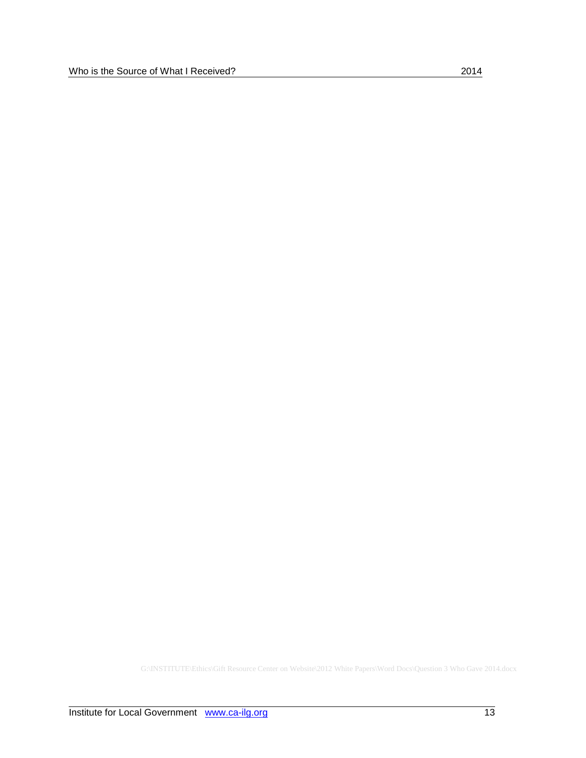G:\INSTITUTE\Ethics\Gift Resource Center on Website\2012 White Papers\Word Docs\Question 3 Who Gave 2014.docx